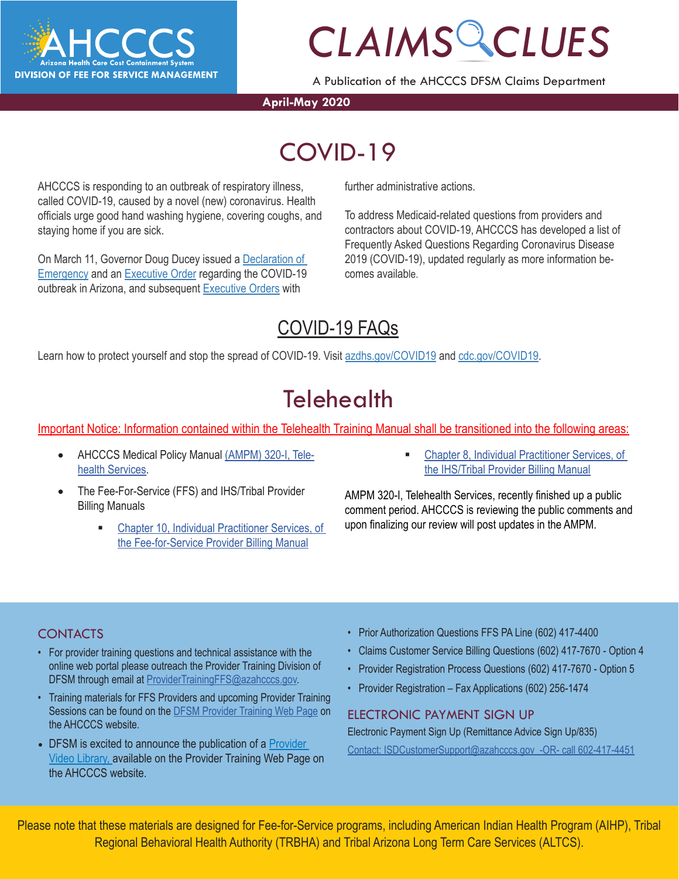**AHCCCS**
Arizona Health Care Cost Containment System
DIVISION OF FEE FOR SERVICE MANAGEMENT

# CLAIMS CLUES

A Publication of the AHCCCS DFSM Claims Department

**April-May 2020**

## COVID-19

AHCCCS is responding to an outbreak of respiratory illness, called COVID-19, caused by a novel (new) coronavirus. Health officials urge good hand washing hygiene, covering coughs, and staying home if you are sick.

On March 11, Governor Doug Ducey issued a [Declaration of Emergency]() and an [Executive Order]() regarding the COVID-19 outbreak in Arizona, and subsequent [Executive Orders]() with further administrative actions.

To address Medicaid-related questions from providers and contractors about COVID-19, AHCCCS has developed a list of Frequently Asked Questions Regarding Coronavirus Disease 2019 (COVID-19), updated regularly as more information becomes available.

### COVID-19 FAQs

Learn how to protect yourself and stop the spread of COVID-19. Visit [azdhs.gov/COVID19]() and [cdc.gov/COVID19]().

## Telehealth

Important Notice: Information contained within the Telehealth Training Manual shall be transitioned into the following areas:

- AHCCCS Medical Policy Manual [(AMPM) 320-I, Telehealth Services]().
- The Fee-For-Service (FFS) and IHS/Tribal Provider Billing Manuals
  - [Chapter 10, Individual Practitioner Services, of the Fee-for-Service Provider Billing Manual]()
  - [Chapter 8, Individual Practitioner Services, of the IHS/Tribal Provider Billing Manual]()

AMPM 320-I, Telehealth Services, recently finished up a public comment period. AHCCCS is reviewing the public comments and upon finalizing our review will post updates in the AMPM.

### CONTACTS

- For provider training questions and technical assistance with the online web portal please outreach the Provider Training Division of DFSM through email at [ProviderTrainingFFS@azahcccs.gov]().
- Training materials for FFS Providers and upcoming Provider Training Sessions can be found on the [DFSM Provider Training Web Page]() on the AHCCCS website.
- DFSM is excited to announce the publication of a [Provider Video Library,]() available on the Provider Training Web Page on the AHCCCS website.
- Prior Authorization Questions FFS PA Line (602) 417-4400
- Claims Customer Service Billing Questions (602) 417-7670 - Option 4
- Provider Registration Process Questions (602) 417-7670 - Option 5
- Provider Registration – Fax Applications (602) 256-1474

### ELECTRONIC PAYMENT SIGN UP

Electronic Payment Sign Up (Remittance Advice Sign Up/835)

[Contact: ISDCustomerSupport@azahcccs.gov -OR- call 602-417-4451]()

Please note that these materials are designed for Fee-for-Service programs, including American Indian Health Program (AIHP), Tribal Regional Behavioral Health Authority (TRBHA) and Tribal Arizona Long Term Care Services (ALTCS).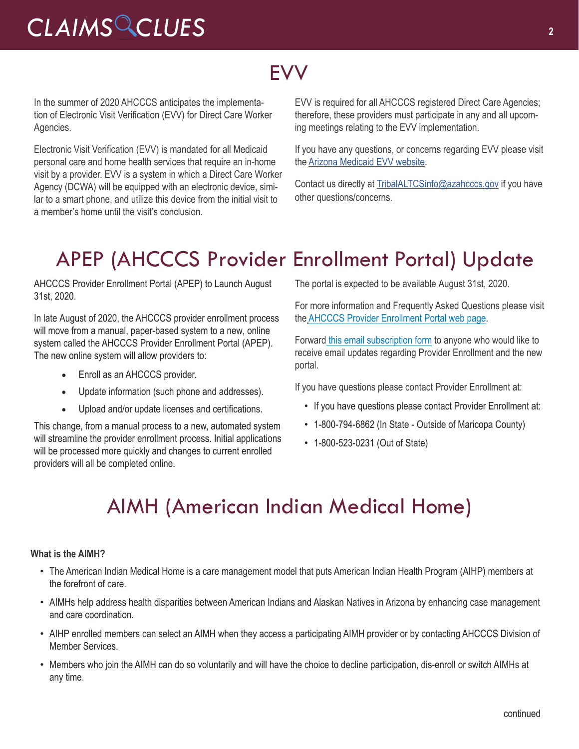# EVV

In the summer of 2020 AHCCCS anticipates the implementation of Electronic Visit Verification (EVV) for Direct Care Worker Agencies.

Electronic Visit Verification (EVV) is mandated for all Medicaid personal care and home health services that require an in-home visit by a provider. EVV is a system in which a Direct Care Worker Agency (DCWA) will be equipped with an electronic device, similar to a smart phone, and utilize this device from the initial visit to a member's home until the visit's conclusion.

EVV is required for all AHCCCS registered Direct Care Agencies; therefore, these providers must participate in any and all upcoming meetings relating to the EVV implementation.

If you have any questions, or concerns regarding EVV please visit the Arizona Medicaid EVV website.

Contact us directly at TribalALTCSinfo@azahcccs.gov if you have other questions/concerns.

# APEP (AHCCCS Provider Enrollment Portal) Update

AHCCCS Provider Enrollment Portal (APEP) to Launch August 31st, 2020.

In late August of 2020, the AHCCCS provider enrollment process will move from a manual, paper-based system to a new, online system called the AHCCCS Provider Enrollment Portal (APEP). The new online system will allow providers to:

- Enroll as an AHCCCS provider.
- Update information (such phone and addresses).
- Upload and/or update licenses and certifications.

This change, from a manual process to a new, automated system will streamline the provider enrollment process. Initial applications will be processed more quickly and changes to current enrolled providers will all be completed online.

The portal is expected to be available August 31st, 2020.

For more information and Frequently Asked Questions please visit the AHCCCS Provider Enrollment Portal web page.

Forward this email subscription form to anyone who would like to receive email updates regarding Provider Enrollment and the new portal.

If you have questions please contact Provider Enrollment at:

- If you have questions please contact Provider Enrollment at:
- 1-800-794-6862 (In State - Outside of Maricopa County)
- 1-800-523-0231 (Out of State)

# AIMH (American Indian Medical Home)

**What is the AIMH?**

- The American Indian Medical Home is a care management model that puts American Indian Health Program (AIHP) members at the forefront of care.
- AIMHs help address health disparities between American Indians and Alaskan Natives in Arizona by enhancing case management and care coordination.
- AIHP enrolled members can select an AIMH when they access a participating AIMH provider or by contacting AHCCCS Division of Member Services.
- Members who join the AIMH can do so voluntarily and will have the choice to decline participation, dis-enroll or switch AIMHs at any time.

continued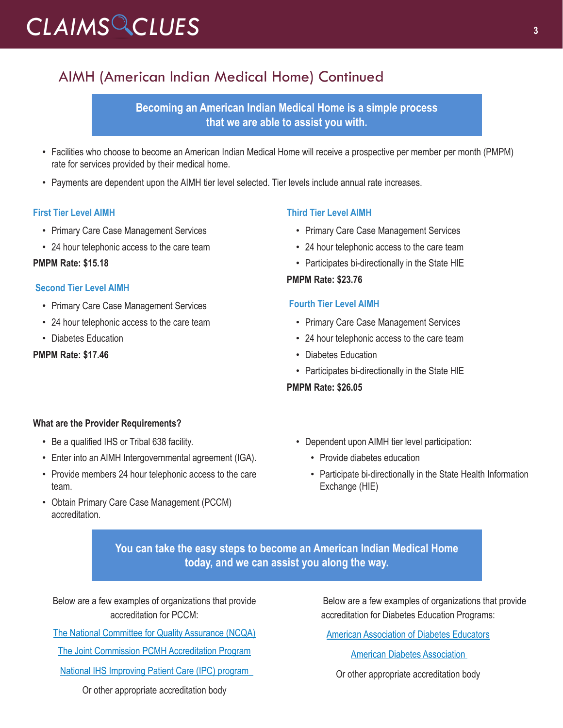## AIMH (American Indian Medical Home) Continued

**Becoming an American Indian Medical Home is a simple process that we are able to assist you with.**

- Facilities who choose to become an American Indian Medical Home will receive a prospective per member per month (PMPM) rate for services provided by their medical home.
- Payments are dependent upon the AIMH tier level selected. Tier levels include annual rate increases.

### First Tier Level AIMH

- Primary Care Case Management Services
- 24 hour telephonic access to the care team

**PMPM Rate: $15.18**

### Second Tier Level AIMH

- Primary Care Case Management Services
- 24 hour telephonic access to the care team
- Diabetes Education

**PMPM Rate: $17.46**

### Third Tier Level AIMH

- Primary Care Case Management Services
- 24 hour telephonic access to the care team
- Participates bi-directionally in the State HIE

**PMPM Rate: $23.76**

### Fourth Tier Level AIMH

- Primary Care Case Management Services
- 24 hour telephonic access to the care team
- Diabetes Education
- Participates bi-directionally in the State HIE

**PMPM Rate: $26.05**

**What are the Provider Requirements?**

- Be a qualified IHS or Tribal 638 facility.
- Enter into an AIMH Intergovernmental agreement (IGA).
- Provide members 24 hour telephonic access to the care team.
- Obtain Primary Care Case Management (PCCM) accreditation.
- Dependent upon AIMH tier level participation:
  - Provide diabetes education
  - Participate bi-directionally in the State Health Information Exchange (HIE)

**You can take the easy steps to become an American Indian Medical Home today, and we can assist you along the way.**

Below are a few examples of organizations that provide accreditation for PCCM:

The National Committee for Quality Assurance (NCQA)

The Joint Commission PCMH Accreditation Program

National IHS Improving Patient Care (IPC) program

Or other appropriate accreditation body

Below are a few examples of organizations that provide accreditation for Diabetes Education Programs:

American Association of Diabetes Educators

American Diabetes Association

Or other appropriate accreditation body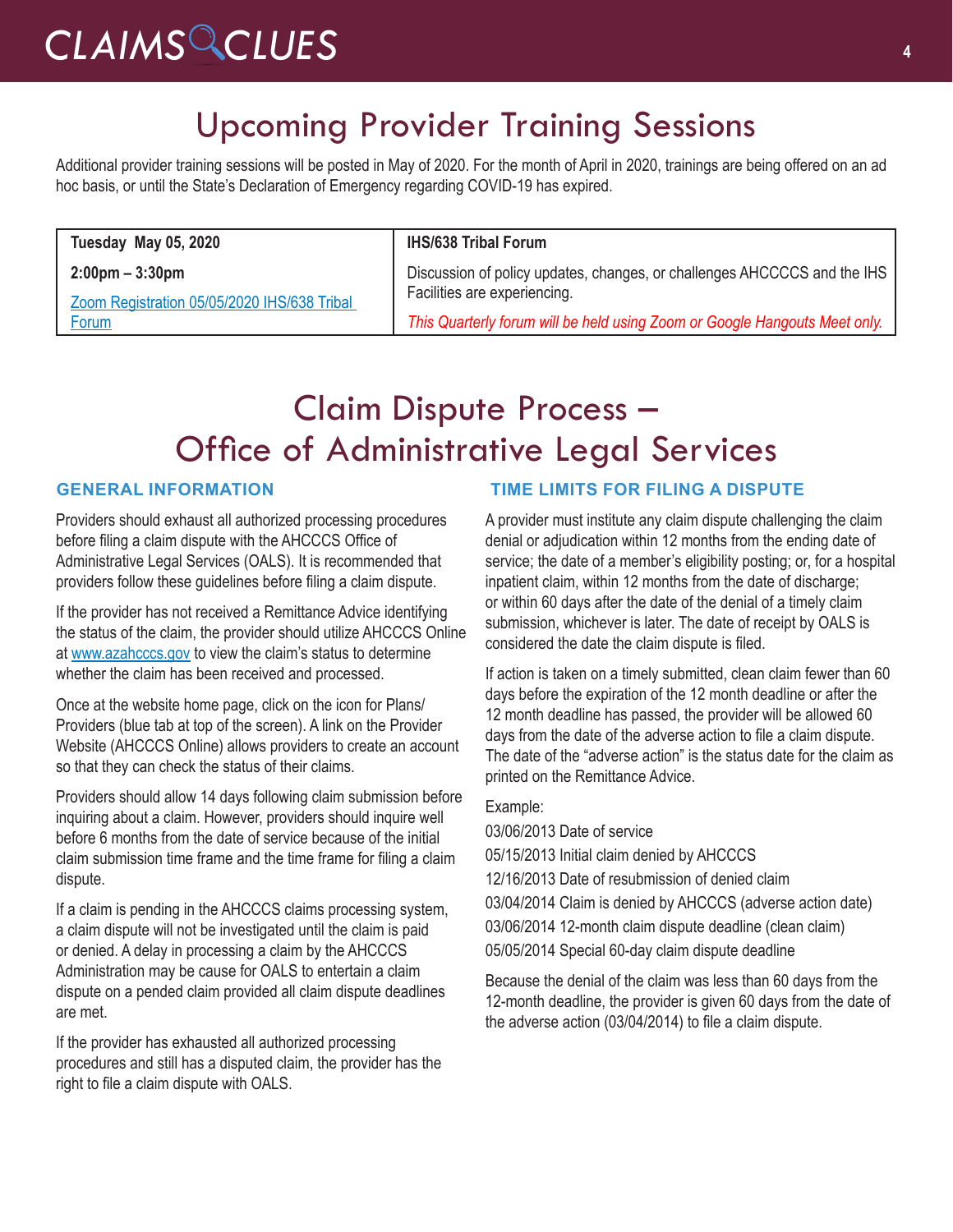# Upcoming Provider Training Sessions

Additional provider training sessions will be posted in May of 2020. For the month of April in 2020, trainings are being offered on an ad hoc basis, or until the State's Declaration of Emergency regarding COVID-19 has expired.

| **Tuesday May 05, 2020** | **IHS/638 Tribal Forum** |
|---|---|
| **2:00pm – 3:30pm**<br>[Zoom Registration 05/05/2020 IHS/638 Tribal Forum]() | Discussion of policy updates, changes, or challenges AHCCCS and the IHS Facilities are experiencing.<br>*This Quarterly forum will be held using Zoom or Google Hangouts Meet only.* |

# Claim Dispute Process – Office of Administrative Legal Services

### GENERAL INFORMATION

Providers should exhaust all authorized processing procedures before filing a claim dispute with the AHCCCS Office of Administrative Legal Services (OALS). It is recommended that providers follow these guidelines before filing a claim dispute.

If the provider has not received a Remittance Advice identifying the status of the claim, the provider should utilize AHCCCS Online at [www.azahcccs.gov](www.azahcccs.gov) to view the claim's status to determine whether the claim has been received and processed.

Once at the website home page, click on the icon for Plans/Providers (blue tab at top of the screen). A link on the Provider Website (AHCCCS Online) allows providers to create an account so that they can check the status of their claims.

Providers should allow 14 days following claim submission before inquiring about a claim. However, providers should inquire well before 6 months from the date of service because of the initial claim submission time frame and the time frame for filing a claim dispute.

If a claim is pending in the AHCCCS claims processing system, a claim dispute will not be investigated until the claim is paid or denied. A delay in processing a claim by the AHCCCS Administration may be cause for OALS to entertain a claim dispute on a pended claim provided all claim dispute deadlines are met.

If the provider has exhausted all authorized processing procedures and still has a disputed claim, the provider has the right to file a claim dispute with OALS.

### TIME LIMITS FOR FILING A DISPUTE

A provider must institute any claim dispute challenging the claim denial or adjudication within 12 months from the ending date of service; the date of a member's eligibility posting; or, for a hospital inpatient claim, within 12 months from the date of discharge; or within 60 days after the date of the denial of a timely claim submission, whichever is later. The date of receipt by OALS is considered the date the claim dispute is filed.

If action is taken on a timely submitted, clean claim fewer than 60 days before the expiration of the 12 month deadline or after the 12 month deadline has passed, the provider will be allowed 60 days from the date of the adverse action to file a claim dispute. The date of the "adverse action" is the status date for the claim as printed on the Remittance Advice.

Example:

03/06/2013 Date of service

05/15/2013 Initial claim denied by AHCCCS

12/16/2013 Date of resubmission of denied claim

03/04/2014 Claim is denied by AHCCCS (adverse action date)

03/06/2014 12-month claim dispute deadline (clean claim)

05/05/2014 Special 60-day claim dispute deadline

Because the denial of the claim was less than 60 days from the 12-month deadline, the provider is given 60 days from the date of the adverse action (03/04/2014) to file a claim dispute.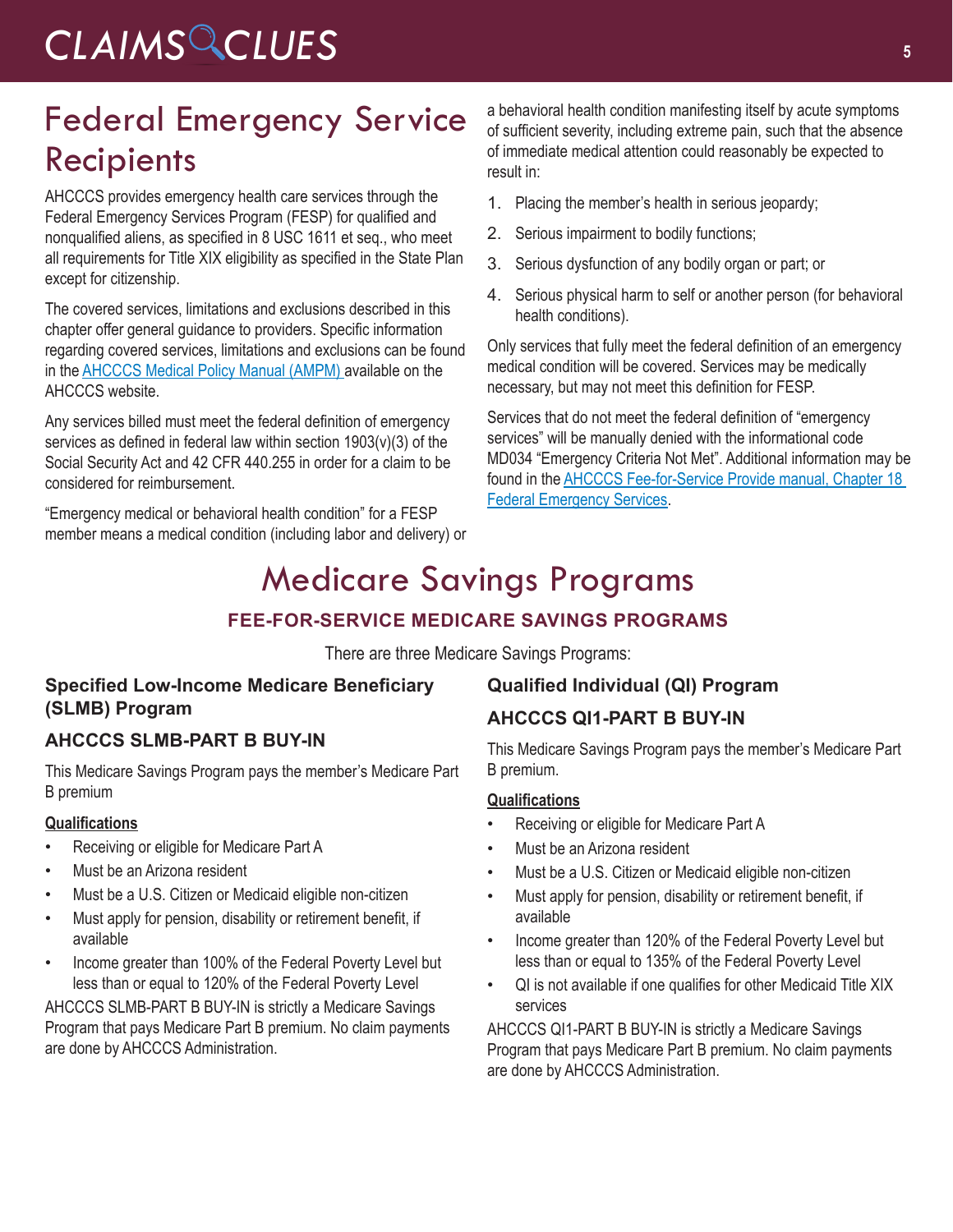# Federal Emergency Service Recipients

AHCCCS provides emergency health care services through the Federal Emergency Services Program (FESP) for qualified and nonqualified aliens, as specified in 8 USC 1611 et seq., who meet all requirements for Title XIX eligibility as specified in the State Plan except for citizenship.

The covered services, limitations and exclusions described in this chapter offer general guidance to providers. Specific information regarding covered services, limitations and exclusions can be found in the AHCCCS Medical Policy Manual (AMPM) available on the AHCCCS website.

Any services billed must meet the federal definition of emergency services as defined in federal law within section 1903(v)(3) of the Social Security Act and 42 CFR 440.255 in order for a claim to be considered for reimbursement.

"Emergency medical or behavioral health condition" for a FESP member means a medical condition (including labor and delivery) or a behavioral health condition manifesting itself by acute symptoms of sufficient severity, including extreme pain, such that the absence of immediate medical attention could reasonably be expected to result in:

1. Placing the member's health in serious jeopardy;
2. Serious impairment to bodily functions;
3. Serious dysfunction of any bodily organ or part; or
4. Serious physical harm to self or another person (for behavioral health conditions).

Only services that fully meet the federal definition of an emergency medical condition will be covered. Services may be medically necessary, but may not meet this definition for FESP.

Services that do not meet the federal definition of "emergency services" will be manually denied with the informational code MD034 "Emergency Criteria Not Met". Additional information may be found in the AHCCCS Fee-for-Service Provide manual, Chapter 18 Federal Emergency Services.

# Medicare Savings Programs

## FEE-FOR-SERVICE MEDICARE SAVINGS PROGRAMS

There are three Medicare Savings Programs:

### Specified Low-Income Medicare Beneficiary (SLMB) Program

### AHCCCS SLMB-PART B BUY-IN

This Medicare Savings Program pays the member's Medicare Part B premium

**Qualifications**

- Receiving or eligible for Medicare Part A
- Must be an Arizona resident
- Must be a U.S. Citizen or Medicaid eligible non-citizen
- Must apply for pension, disability or retirement benefit, if available
- Income greater than 100% of the Federal Poverty Level but less than or equal to 120% of the Federal Poverty Level

AHCCCS SLMB-PART B BUY-IN is strictly a Medicare Savings Program that pays Medicare Part B premium. No claim payments are done by AHCCCS Administration.

### Qualified Individual (QI) Program

### AHCCCS QI1-PART B BUY-IN

This Medicare Savings Program pays the member's Medicare Part B premium.

**Qualifications**

- Receiving or eligible for Medicare Part A
- Must be an Arizona resident
- Must be a U.S. Citizen or Medicaid eligible non-citizen
- Must apply for pension, disability or retirement benefit, if available
- Income greater than 120% of the Federal Poverty Level but less than or equal to 135% of the Federal Poverty Level
- QI is not available if one qualifies for other Medicaid Title XIX services

AHCCCS QI1-PART B BUY-IN is strictly a Medicare Savings Program that pays Medicare Part B premium. No claim payments are done by AHCCCS Administration.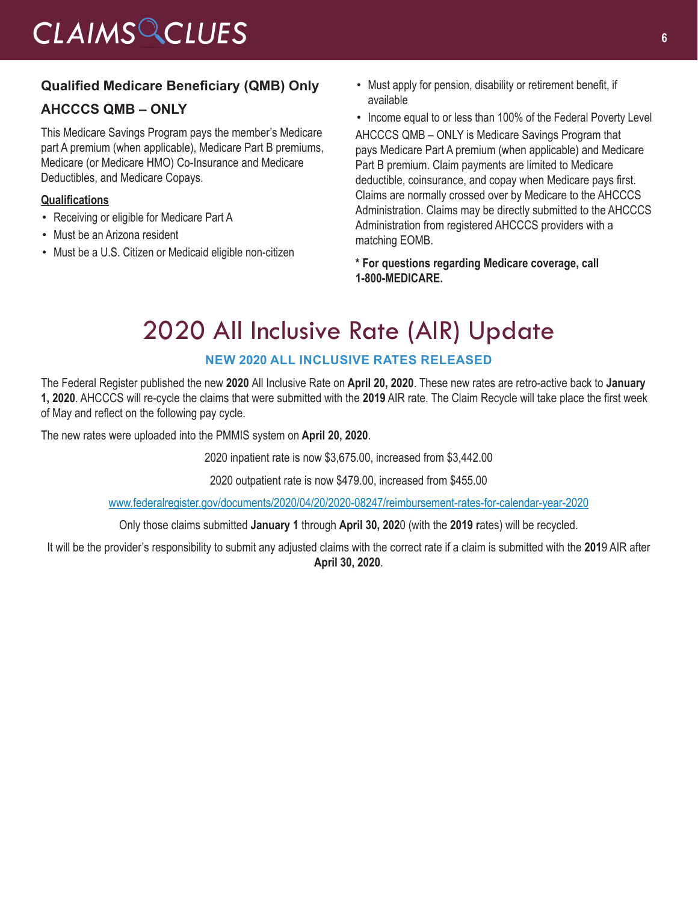### Qualified Medicare Beneficiary (QMB) Only

### AHCCCS QMB – ONLY

This Medicare Savings Program pays the member's Medicare part A premium (when applicable), Medicare Part B premiums, Medicare (or Medicare HMO) Co-Insurance and Medicare Deductibles, and Medicare Copays.

**Qualifications**

- Receiving or eligible for Medicare Part A
- Must be an Arizona resident
- Must be a U.S. Citizen or Medicaid eligible non-citizen
- Must apply for pension, disability or retirement benefit, if available
- Income equal to or less than 100% of the Federal Poverty Level

AHCCCS QMB – ONLY is Medicare Savings Program that pays Medicare Part A premium (when applicable) and Medicare Part B premium. Claim payments are limited to Medicare deductible, coinsurance, and copay when Medicare pays first. Claims are normally crossed over by Medicare to the AHCCCS Administration. Claims may be directly submitted to the AHCCCS Administration from registered AHCCCS providers with a matching EOMB.

**\* For questions regarding Medicare coverage, call 1-800-MEDICARE.**

# 2020 All Inclusive Rate (AIR) Update

### NEW 2020 ALL INCLUSIVE RATES RELEASED

The Federal Register published the new **2020** All Inclusive Rate on **April 20, 2020**. These new rates are retro-active back to **January 1, 2020**. AHCCCS will re-cycle the claims that were submitted with the **2019** AIR rate. The Claim Recycle will take place the first week of May and reflect on the following pay cycle.

The new rates were uploaded into the PMMIS system on **April 20, 2020**.

2020 inpatient rate is now $3,675.00, increased from $3,442.00

2020 outpatient rate is now $479.00, increased from $455.00

www.federalregister.gov/documents/2020/04/20/2020-08247/reimbursement-rates-for-calendar-year-2020

Only those claims submitted **January 1** through **April 30, 202**0 (with the **2019 r**ates) will be recycled.

It will be the provider's responsibility to submit any adjusted claims with the correct rate if a claim is submitted with the **201**9 AIR after **April 30, 2020**.